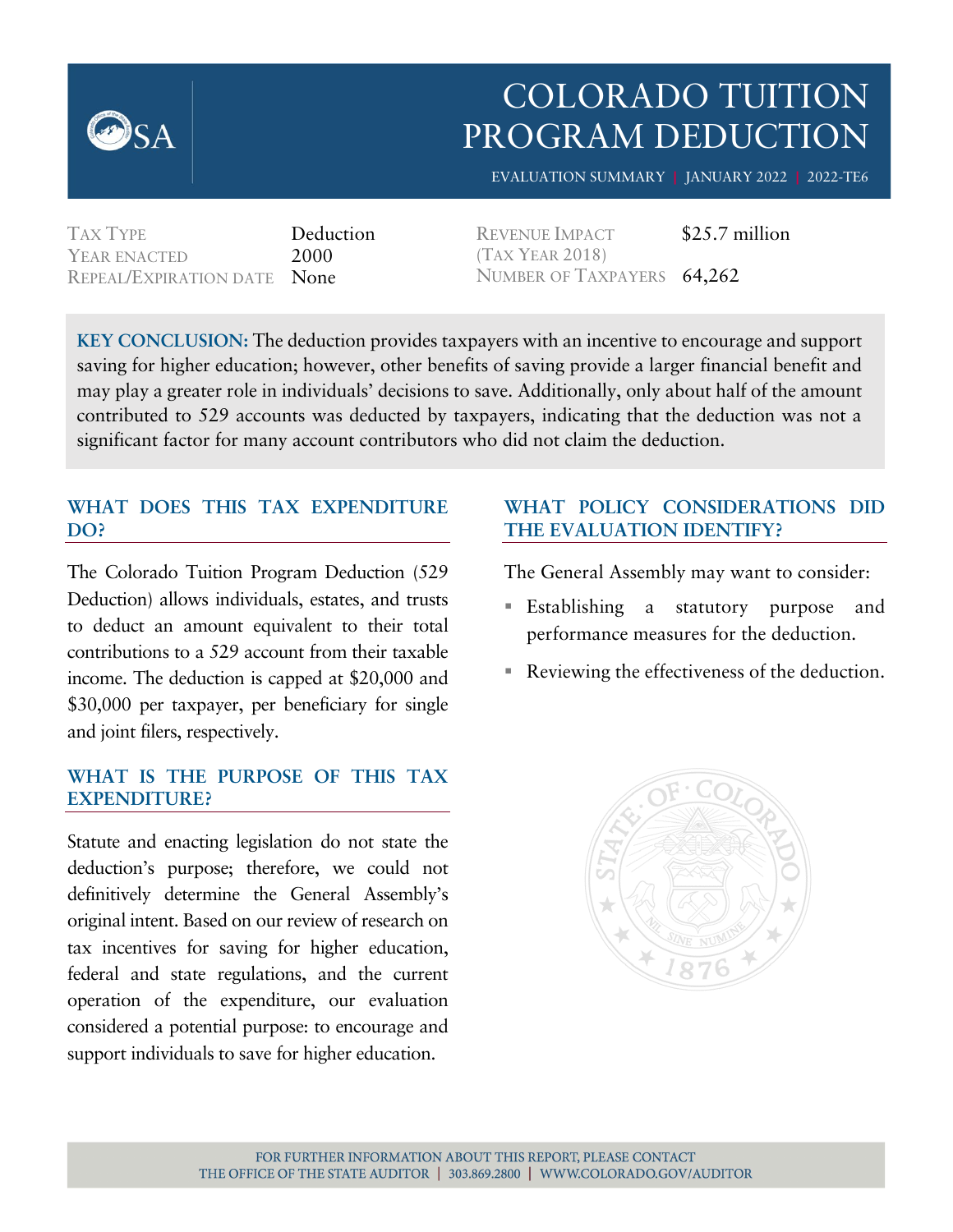# COLORADO TUITION PROGRAM DEDUCTION

EVALUATION SUMMARY | JANUARY 2022 | 2022-TE6

| | | | |
|---|---|---|---|
| TAX TYPE | Deduction | REVENUE IMPACT (TAX YEAR 2018) | $25.7 million |
| YEAR ENACTED | 2000 | NUMBER OF TAXPAYERS | 64,262 |
| REPEAL/EXPIRATION DATE | None | | |

**KEY CONCLUSION:** The deduction provides taxpayers with an incentive to encourage and support saving for higher education; however, other benefits of saving provide a larger financial benefit and may play a greater role in individuals' decisions to save. Additionally, only about half of the amount contributed to 529 accounts was deducted by taxpayers, indicating that the deduction was not a significant factor for many account contributors who did not claim the deduction.

## WHAT DOES THIS TAX EXPENDITURE DO?

The Colorado Tuition Program Deduction (529 Deduction) allows individuals, estates, and trusts to deduct an amount equivalent to their total contributions to a 529 account from their taxable income. The deduction is capped at $20,000 and $30,000 per taxpayer, per beneficiary for single and joint filers, respectively.

## WHAT IS THE PURPOSE OF THIS TAX EXPENDITURE?

Statute and enacting legislation do not state the deduction's purpose; therefore, we could not definitively determine the General Assembly's original intent. Based on our review of research on tax incentives for saving for higher education, federal and state regulations, and the current operation of the expenditure, our evaluation considered a potential purpose: to encourage and support individuals to save for higher education.

## WHAT POLICY CONSIDERATIONS DID THE EVALUATION IDENTIFY?

The General Assembly may want to consider:

- Establishing a statutory purpose and performance measures for the deduction.
- Reviewing the effectiveness of the deduction.

FOR FURTHER INFORMATION ABOUT THIS REPORT, PLEASE CONTACT THE OFFICE OF THE STATE AUDITOR | 303.869.2800 | WWW.COLORADO.GOV/AUDITOR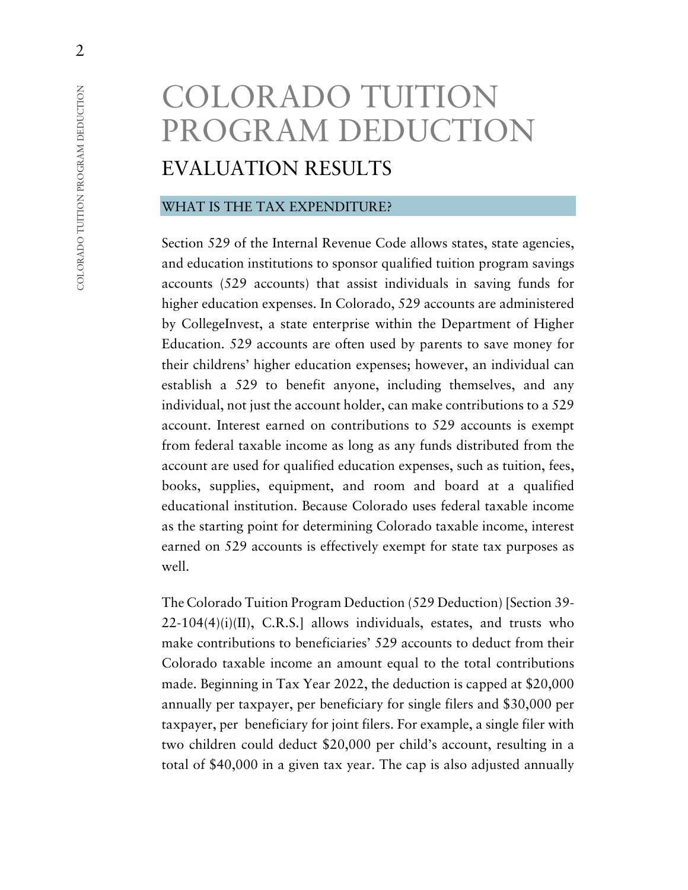# COLORADO TUITION PROGRAM DEDUCTION

## EVALUATION RESULTS

### WHAT IS THE TAX EXPENDITURE?

Section 529 of the Internal Revenue Code allows states, state agencies, and education institutions to sponsor qualified tuition program savings accounts (529 accounts) that assist individuals in saving funds for higher education expenses. In Colorado, 529 accounts are administered by CollegeInvest, a state enterprise within the Department of Higher Education. 529 accounts are often used by parents to save money for their childrens' higher education expenses; however, an individual can establish a 529 to benefit anyone, including themselves, and any individual, not just the account holder, can make contributions to a 529 account. Interest earned on contributions to 529 accounts is exempt from federal taxable income as long as any funds distributed from the account are used for qualified education expenses, such as tuition, fees, books, supplies, equipment, and room and board at a qualified educational institution. Because Colorado uses federal taxable income as the starting point for determining Colorado taxable income, interest earned on 529 accounts is effectively exempt for state tax purposes as well.

The Colorado Tuition Program Deduction (529 Deduction) [Section 39-22-104(4)(i)(II), C.R.S.] allows individuals, estates, and trusts who make contributions to beneficiaries' 529 accounts to deduct from their Colorado taxable income an amount equal to the total contributions made. Beginning in Tax Year 2022, the deduction is capped at $20,000 annually per taxpayer, per beneficiary for single filers and $30,000 per taxpayer, per beneficiary for joint filers. For example, a single filer with two children could deduct $20,000 per child's account, resulting in a total of $40,000 in a given tax year. The cap is also adjusted annually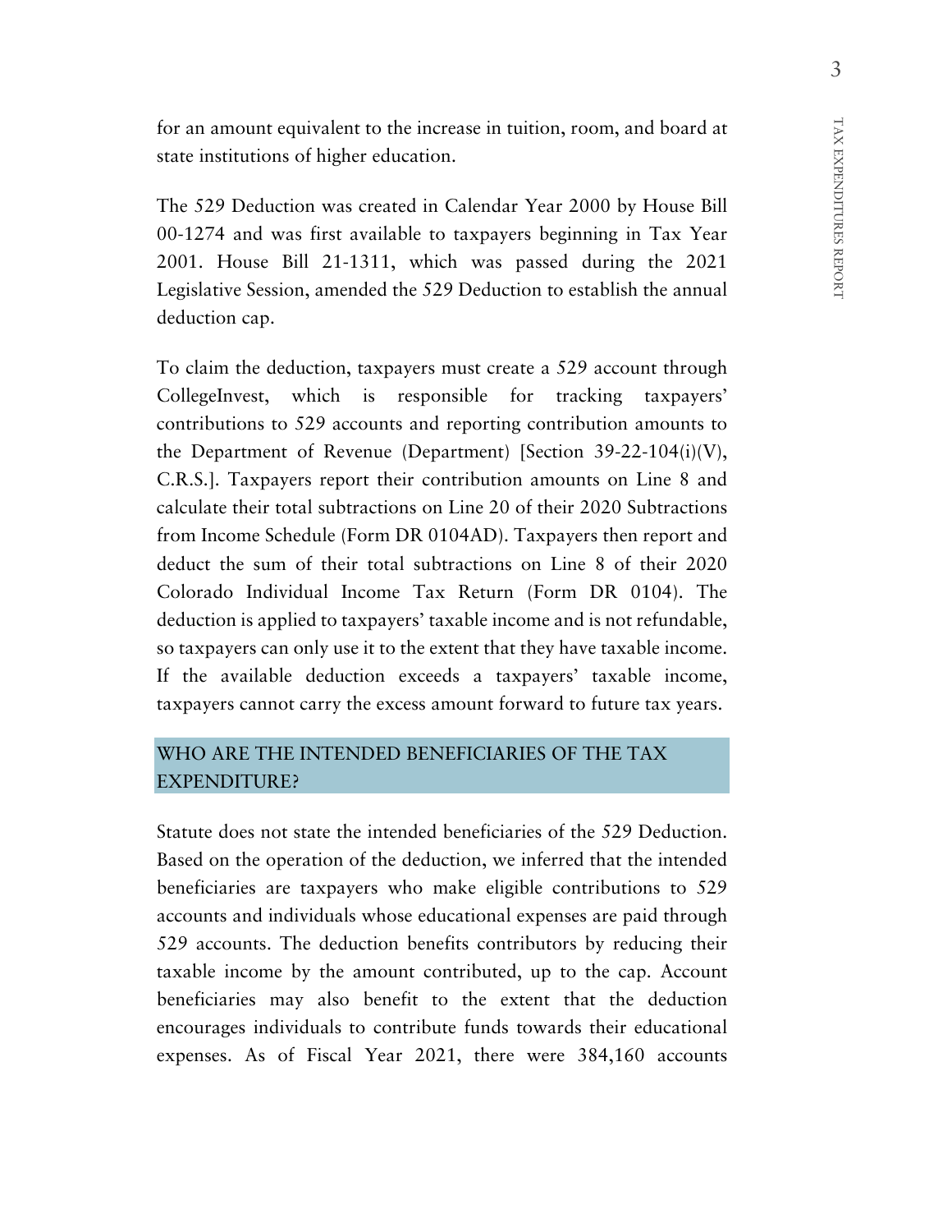for an amount equivalent to the increase in tuition, room, and board at state institutions of higher education.

The 529 Deduction was created in Calendar Year 2000 by House Bill 00-1274 and was first available to taxpayers beginning in Tax Year 2001. House Bill 21-1311, which was passed during the 2021 Legislative Session, amended the 529 Deduction to establish the annual deduction cap.

To claim the deduction, taxpayers must create a 529 account through CollegeInvest, which is responsible for tracking taxpayers' contributions to 529 accounts and reporting contribution amounts to the Department of Revenue (Department) [Section 39-22-104(i)(V), C.R.S.]. Taxpayers report their contribution amounts on Line 8 and calculate their total subtractions on Line 20 of their 2020 Subtractions from Income Schedule (Form DR 0104AD). Taxpayers then report and deduct the sum of their total subtractions on Line 8 of their 2020 Colorado Individual Income Tax Return (Form DR 0104). The deduction is applied to taxpayers' taxable income and is not refundable, so taxpayers can only use it to the extent that they have taxable income. If the available deduction exceeds a taxpayers' taxable income, taxpayers cannot carry the excess amount forward to future tax years.

## WHO ARE THE INTENDED BENEFICIARIES OF THE TAX EXPENDITURE?

Statute does not state the intended beneficiaries of the 529 Deduction. Based on the operation of the deduction, we inferred that the intended beneficiaries are taxpayers who make eligible contributions to 529 accounts and individuals whose educational expenses are paid through 529 accounts. The deduction benefits contributors by reducing their taxable income by the amount contributed, up to the cap. Account beneficiaries may also benefit to the extent that the deduction encourages individuals to contribute funds towards their educational expenses. As of Fiscal Year 2021, there were 384,160 accounts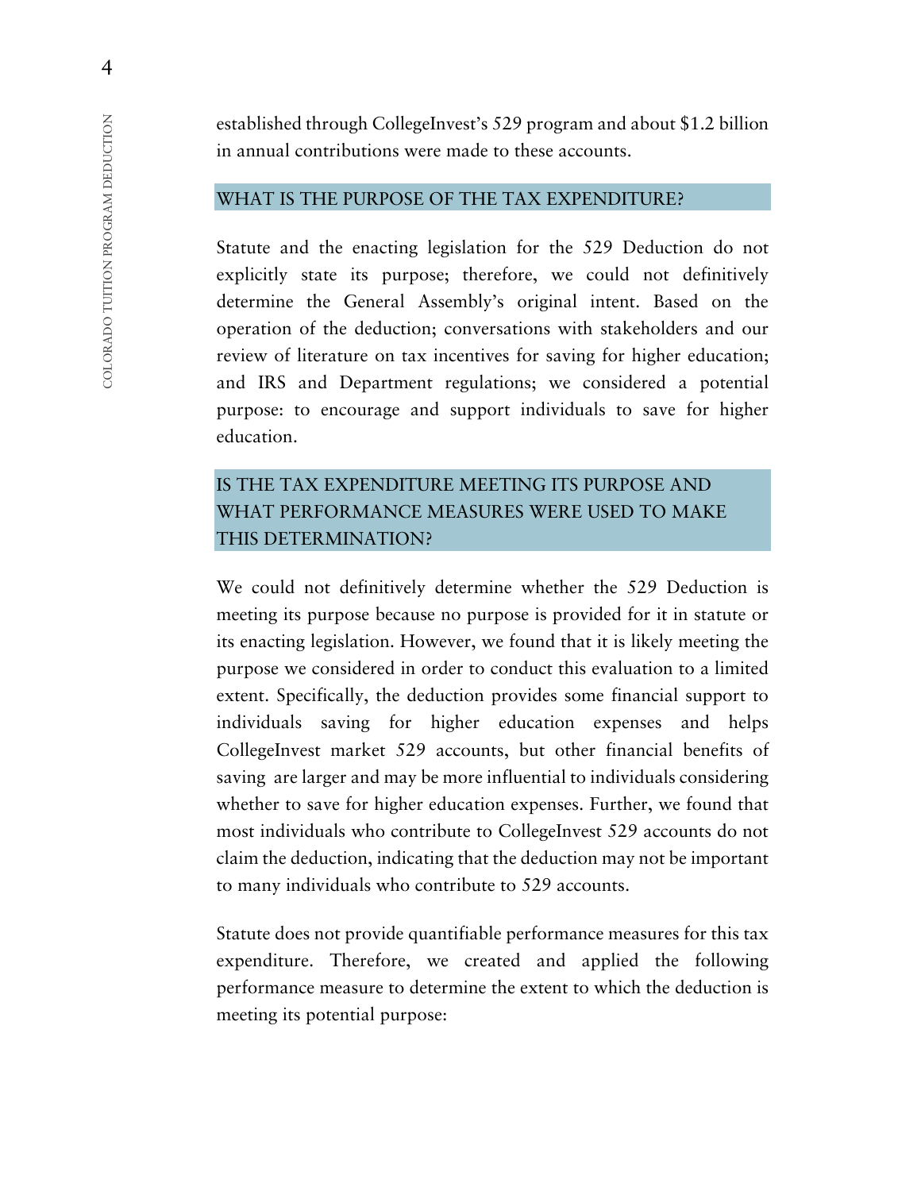established through CollegeInvest's 529 program and about $1.2 billion in annual contributions were made to these accounts.

## WHAT IS THE PURPOSE OF THE TAX EXPENDITURE?

Statute and the enacting legislation for the 529 Deduction do not explicitly state its purpose; therefore, we could not definitively determine the General Assembly's original intent. Based on the operation of the deduction; conversations with stakeholders and our review of literature on tax incentives for saving for higher education; and IRS and Department regulations; we considered a potential purpose: to encourage and support individuals to save for higher education.

## IS THE TAX EXPENDITURE MEETING ITS PURPOSE AND WHAT PERFORMANCE MEASURES WERE USED TO MAKE THIS DETERMINATION?

We could not definitively determine whether the 529 Deduction is meeting its purpose because no purpose is provided for it in statute or its enacting legislation. However, we found that it is likely meeting the purpose we considered in order to conduct this evaluation to a limited extent. Specifically, the deduction provides some financial support to individuals saving for higher education expenses and helps CollegeInvest market 529 accounts, but other financial benefits of saving are larger and may be more influential to individuals considering whether to save for higher education expenses. Further, we found that most individuals who contribute to CollegeInvest 529 accounts do not claim the deduction, indicating that the deduction may not be important to many individuals who contribute to 529 accounts.

Statute does not provide quantifiable performance measures for this tax expenditure. Therefore, we created and applied the following performance measure to determine the extent to which the deduction is meeting its potential purpose: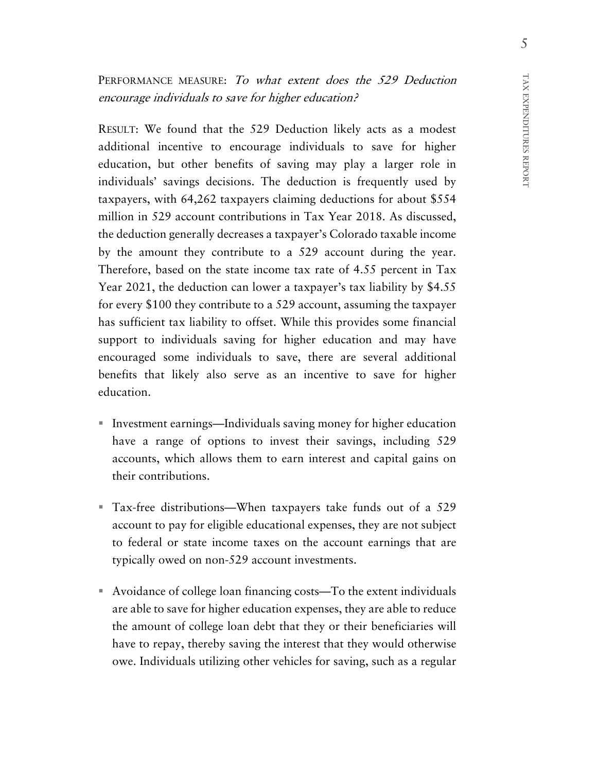PERFORMANCE MEASURE: *To what extent does the 529 Deduction encourage individuals to save for higher education?*

RESULT: We found that the 529 Deduction likely acts as a modest additional incentive to encourage individuals to save for higher education, but other benefits of saving may play a larger role in individuals' savings decisions. The deduction is frequently used by taxpayers, with 64,262 taxpayers claiming deductions for about $554 million in 529 account contributions in Tax Year 2018. As discussed, the deduction generally decreases a taxpayer's Colorado taxable income by the amount they contribute to a 529 account during the year. Therefore, based on the state income tax rate of 4.55 percent in Tax Year 2021, the deduction can lower a taxpayer's tax liability by $4.55 for every $100 they contribute to a 529 account, assuming the taxpayer has sufficient tax liability to offset. While this provides some financial support to individuals saving for higher education and may have encouraged some individuals to save, there are several additional benefits that likely also serve as an incentive to save for higher education.

- Investment earnings—Individuals saving money for higher education have a range of options to invest their savings, including 529 accounts, which allows them to earn interest and capital gains on their contributions.
- Tax-free distributions—When taxpayers take funds out of a 529 account to pay for eligible educational expenses, they are not subject to federal or state income taxes on the account earnings that are typically owed on non-529 account investments.
- Avoidance of college loan financing costs—To the extent individuals are able to save for higher education expenses, they are able to reduce the amount of college loan debt that they or their beneficiaries will have to repay, thereby saving the interest that they would otherwise owe. Individuals utilizing other vehicles for saving, such as a regular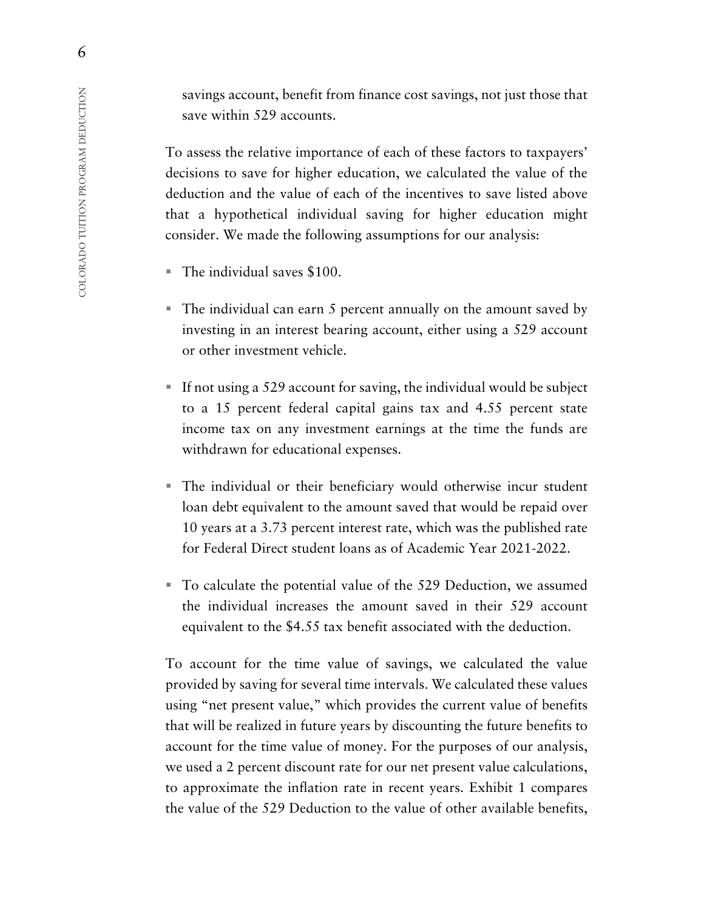savings account, benefit from finance cost savings, not just those that save within 529 accounts.

To assess the relative importance of each of these factors to taxpayers' decisions to save for higher education, we calculated the value of the deduction and the value of each of the incentives to save listed above that a hypothetical individual saving for higher education might consider. We made the following assumptions for our analysis:

- The individual saves \$100.
- The individual can earn 5 percent annually on the amount saved by investing in an interest bearing account, either using a 529 account or other investment vehicle.
- If not using a 529 account for saving, the individual would be subject to a 15 percent federal capital gains tax and 4.55 percent state income tax on any investment earnings at the time the funds are withdrawn for educational expenses.
- The individual or their beneficiary would otherwise incur student loan debt equivalent to the amount saved that would be repaid over 10 years at a 3.73 percent interest rate, which was the published rate for Federal Direct student loans as of Academic Year 2021-2022.
- To calculate the potential value of the 529 Deduction, we assumed the individual increases the amount saved in their 529 account equivalent to the \$4.55 tax benefit associated with the deduction.

To account for the time value of savings, we calculated the value provided by saving for several time intervals. We calculated these values using "net present value," which provides the current value of benefits that will be realized in future years by discounting the future benefits to account for the time value of money. For the purposes of our analysis, we used a 2 percent discount rate for our net present value calculations, to approximate the inflation rate in recent years. Exhibit 1 compares the value of the 529 Deduction to the value of other available benefits,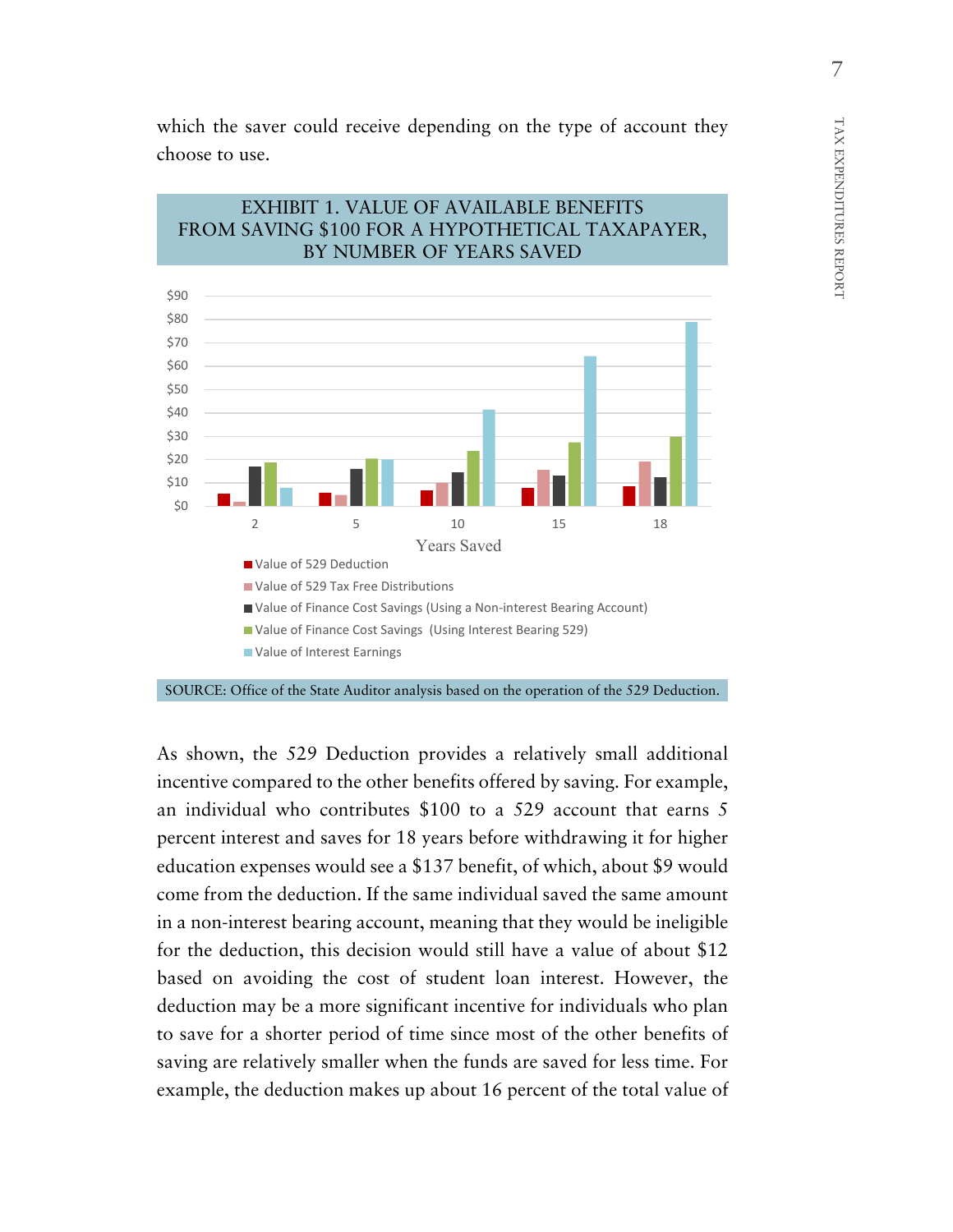which the saver could receive depending on the type of account they choose to use.

**EXHIBIT 1. VALUE OF AVAILABLE BENEFITS FROM SAVING $100 FOR A HYPOTHETICAL TAXPAYER, BY NUMBER OF YEARS SAVED**

Years Saved

- Value of 529 Deduction
- Value of 529 Tax Free Distributions
- Value of Finance Cost Savings (Using a Non-interest Bearing Account)
- Value of Finance Cost Savings (Using Interest Bearing 529)
- Value of Interest Earnings

SOURCE: Office of the State Auditor analysis based on the operation of the 529 Deduction.

As shown, the 529 Deduction provides a relatively small additional incentive compared to the other benefits offered by saving. For example, an individual who contributes $100 to a 529 account that earns 5 percent interest and saves for 18 years before withdrawing it for higher education expenses would see a $137 benefit, of which, about $9 would come from the deduction. If the same individual saved the same amount in a non-interest bearing account, meaning that they would be ineligible for the deduction, this decision would still have a value of about $12 based on avoiding the cost of student loan interest. However, the deduction may be a more significant incentive for individuals who plan to save for a shorter period of time since most of the other benefits of saving are relatively smaller when the funds are saved for less time. For example, the deduction makes up about 16 percent of the total value of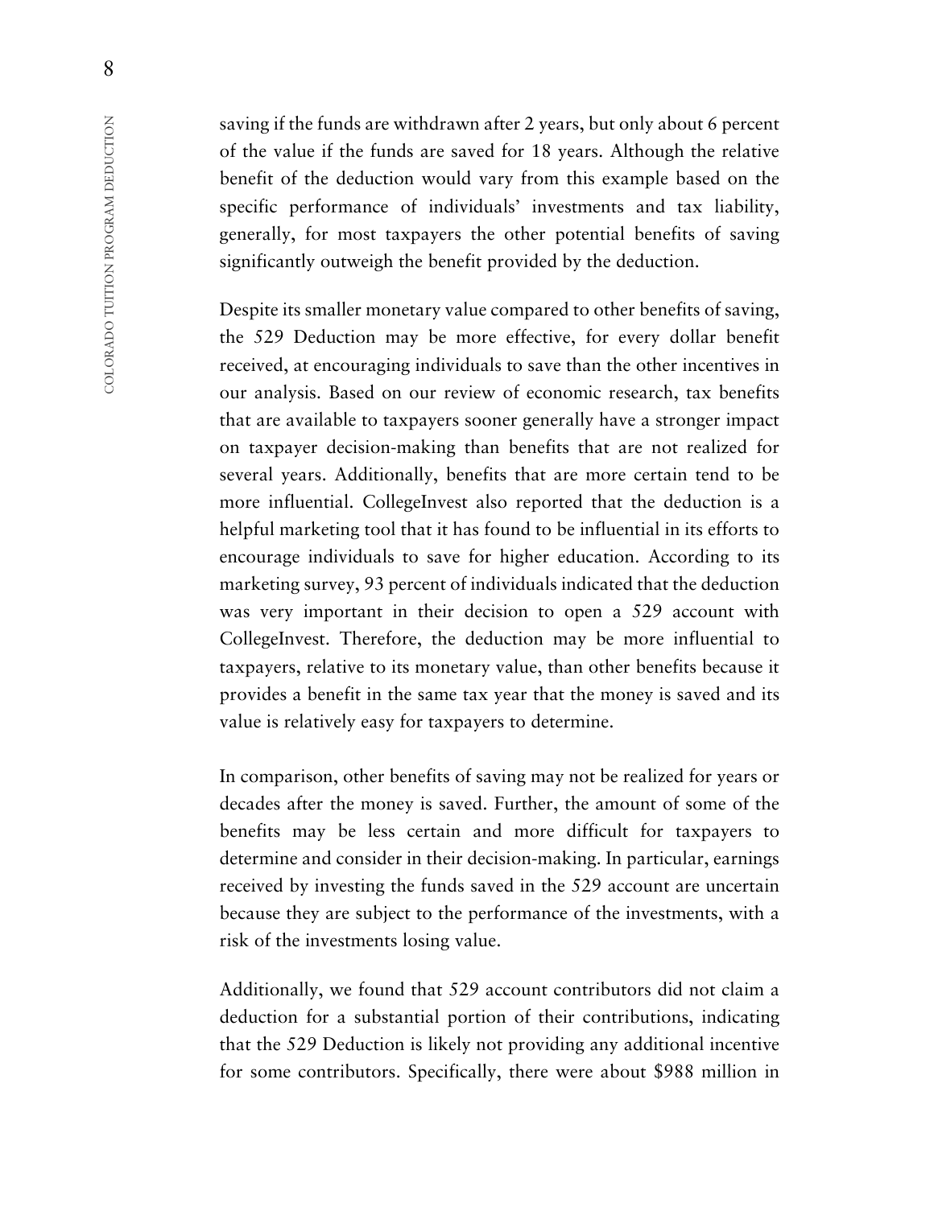saving if the funds are withdrawn after 2 years, but only about 6 percent of the value if the funds are saved for 18 years. Although the relative benefit of the deduction would vary from this example based on the specific performance of individuals' investments and tax liability, generally, for most taxpayers the other potential benefits of saving significantly outweigh the benefit provided by the deduction.

Despite its smaller monetary value compared to other benefits of saving, the 529 Deduction may be more effective, for every dollar benefit received, at encouraging individuals to save than the other incentives in our analysis. Based on our review of economic research, tax benefits that are available to taxpayers sooner generally have a stronger impact on taxpayer decision-making than benefits that are not realized for several years. Additionally, benefits that are more certain tend to be more influential. CollegeInvest also reported that the deduction is a helpful marketing tool that it has found to be influential in its efforts to encourage individuals to save for higher education. According to its marketing survey, 93 percent of individuals indicated that the deduction was very important in their decision to open a 529 account with CollegeInvest. Therefore, the deduction may be more influential to taxpayers, relative to its monetary value, than other benefits because it provides a benefit in the same tax year that the money is saved and its value is relatively easy for taxpayers to determine.

In comparison, other benefits of saving may not be realized for years or decades after the money is saved. Further, the amount of some of the benefits may be less certain and more difficult for taxpayers to determine and consider in their decision-making. In particular, earnings received by investing the funds saved in the 529 account are uncertain because they are subject to the performance of the investments, with a risk of the investments losing value.

Additionally, we found that 529 account contributors did not claim a deduction for a substantial portion of their contributions, indicating that the 529 Deduction is likely not providing any additional incentive for some contributors. Specifically, there were about $988 million in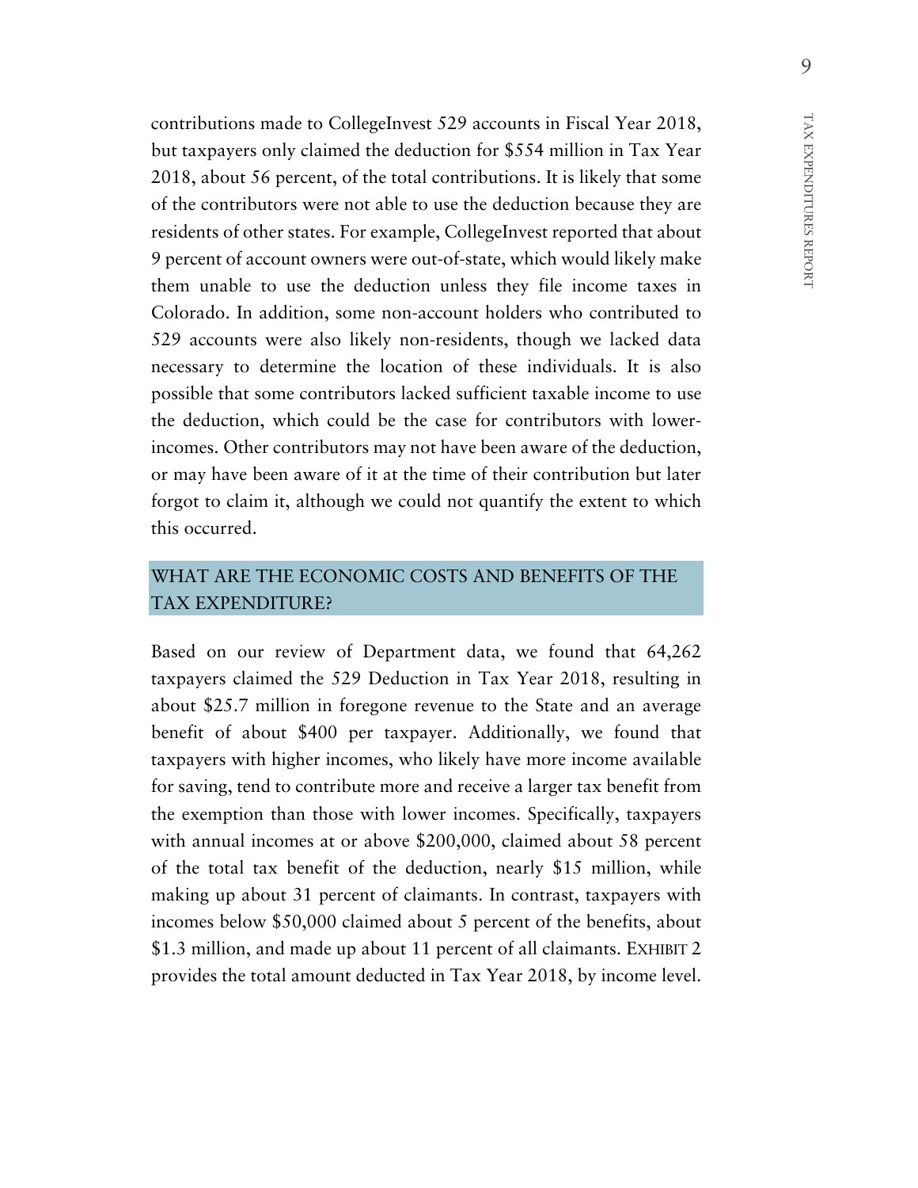contributions made to CollegeInvest 529 accounts in Fiscal Year 2018, but taxpayers only claimed the deduction for $554 million in Tax Year 2018, about 56 percent, of the total contributions. It is likely that some of the contributors were not able to use the deduction because they are residents of other states. For example, CollegeInvest reported that about 9 percent of account owners were out-of-state, which would likely make them unable to use the deduction unless they file income taxes in Colorado. In addition, some non-account holders who contributed to 529 accounts were also likely non-residents, though we lacked data necessary to determine the location of these individuals. It is also possible that some contributors lacked sufficient taxable income to use the deduction, which could be the case for contributors with lower-incomes. Other contributors may not have been aware of the deduction, or may have been aware of it at the time of their contribution but later forgot to claim it, although we could not quantify the extent to which this occurred.

## WHAT ARE THE ECONOMIC COSTS AND BENEFITS OF THE TAX EXPENDITURE?

Based on our review of Department data, we found that 64,262 taxpayers claimed the 529 Deduction in Tax Year 2018, resulting in about $25.7 million in foregone revenue to the State and an average benefit of about $400 per taxpayer. Additionally, we found that taxpayers with higher incomes, who likely have more income available for saving, tend to contribute more and receive a larger tax benefit from the exemption than those with lower incomes. Specifically, taxpayers with annual incomes at or above $200,000, claimed about 58 percent of the total tax benefit of the deduction, nearly $15 million, while making up about 31 percent of claimants. In contrast, taxpayers with incomes below $50,000 claimed about 5 percent of the benefits, about $1.3 million, and made up about 11 percent of all claimants. EXHIBIT 2 provides the total amount deducted in Tax Year 2018, by income level.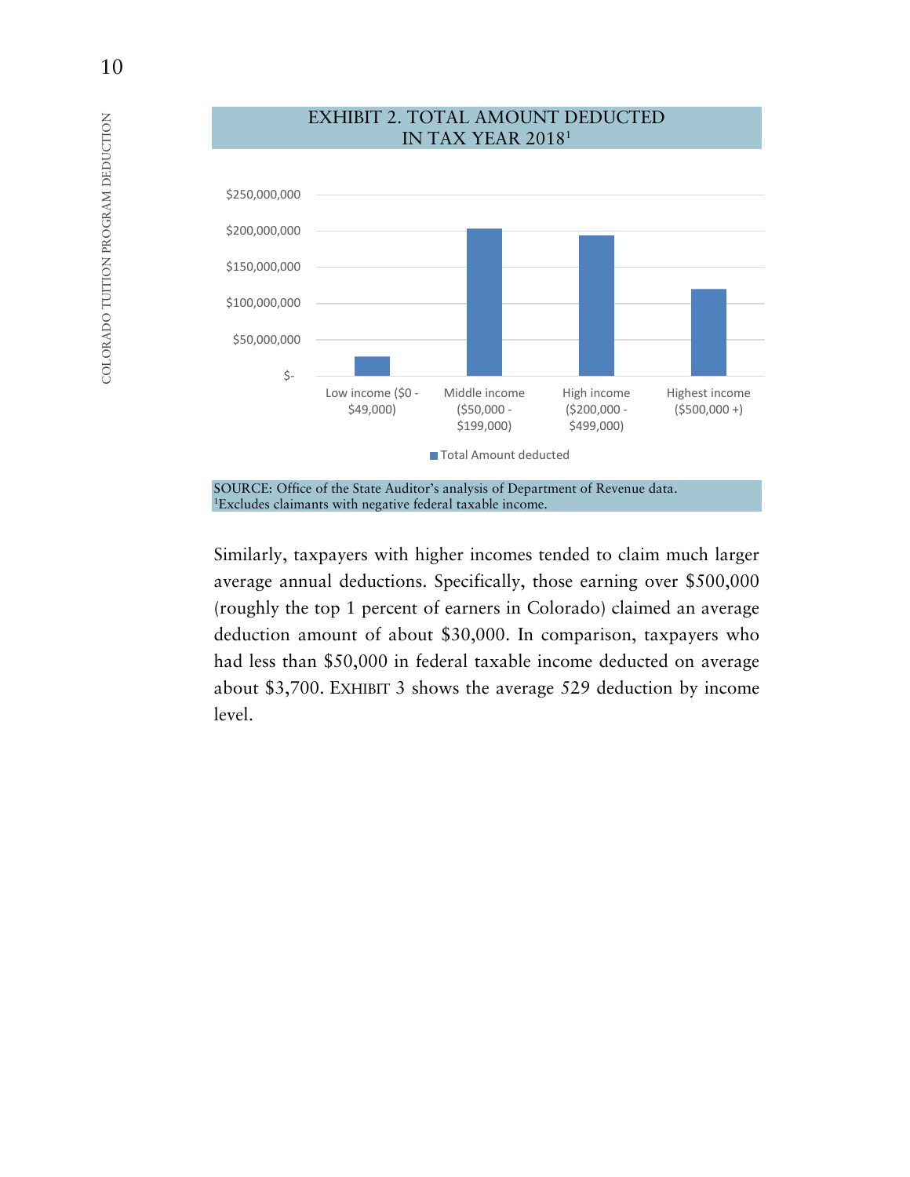EXHIBIT 2. TOTAL AMOUNT DEDUCTED IN TAX YEAR 2018[1]

SOURCE: Office of the State Auditor's analysis of Department of Revenue data.
[1]Excludes claimants with negative federal taxable income.

Similarly, taxpayers with higher incomes tended to claim much larger average annual deductions. Specifically, those earning over $500,000 (roughly the top 1 percent of earners in Colorado) claimed an average deduction amount of about $30,000. In comparison, taxpayers who had less than $50,000 in federal taxable income deducted on average about $3,700. EXHIBIT 3 shows the average 529 deduction by income level.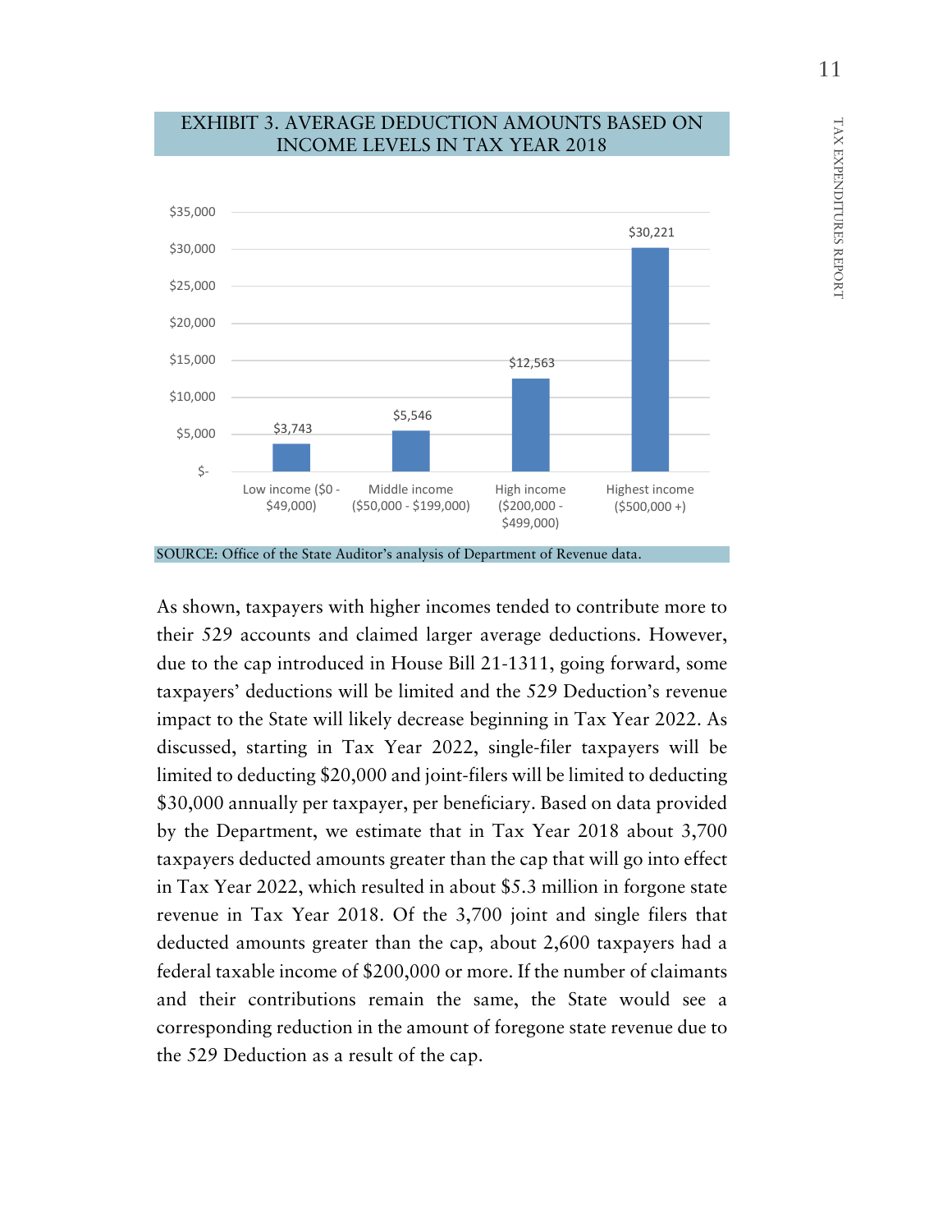EXHIBIT 3. AVERAGE DEDUCTION AMOUNTS BASED ON INCOME LEVELS IN TAX YEAR 2018

| Income Level | Average Deduction |
|---|---|
| Low income ($0 - $49,000) | $3,743 |
| Middle income ($50,000 - $199,000) | $5,546 |
| High income ($200,000 - $499,000) | $12,563 |
| Highest income ($500,000 +) | $30,221 |

SOURCE: Office of the State Auditor's analysis of Department of Revenue data.

As shown, taxpayers with higher incomes tended to contribute more to their 529 accounts and claimed larger average deductions. However, due to the cap introduced in House Bill 21-1311, going forward, some taxpayers' deductions will be limited and the 529 Deduction's revenue impact to the State will likely decrease beginning in Tax Year 2022. As discussed, starting in Tax Year 2022, single-filer taxpayers will be limited to deducting $20,000 and joint-filers will be limited to deducting $30,000 annually per taxpayer, per beneficiary. Based on data provided by the Department, we estimate that in Tax Year 2018 about 3,700 taxpayers deducted amounts greater than the cap that will go into effect in Tax Year 2022, which resulted in about $5.3 million in forgone state revenue in Tax Year 2018. Of the 3,700 joint and single filers that deducted amounts greater than the cap, about 2,600 taxpayers had a federal taxable income of $200,000 or more. If the number of claimants and their contributions remain the same, the State would see a corresponding reduction in the amount of foregone state revenue due to the 529 Deduction as a result of the cap.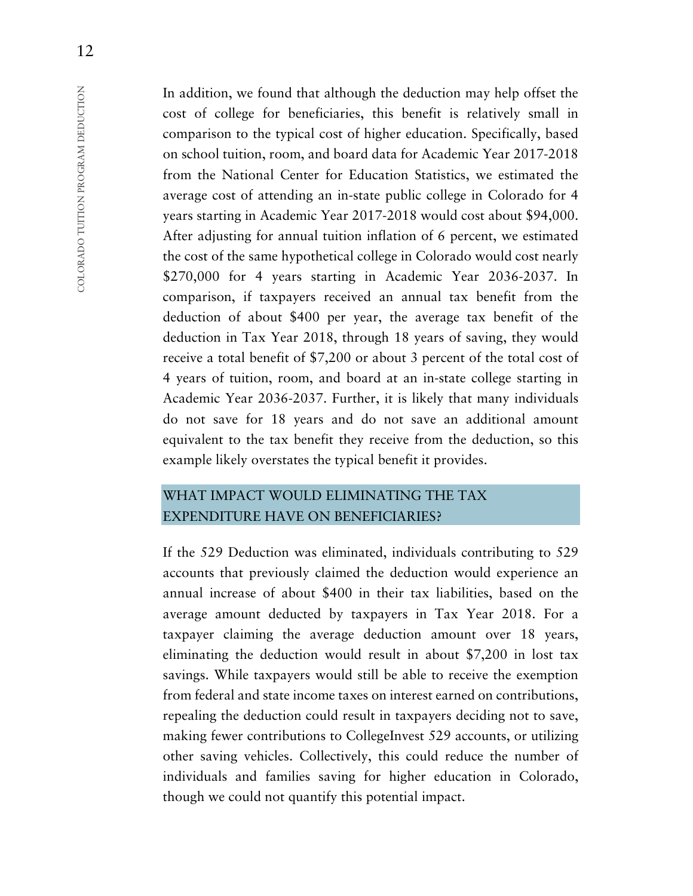In addition, we found that although the deduction may help offset the cost of college for beneficiaries, this benefit is relatively small in comparison to the typical cost of higher education. Specifically, based on school tuition, room, and board data for Academic Year 2017-2018 from the National Center for Education Statistics, we estimated the average cost of attending an in-state public college in Colorado for 4 years starting in Academic Year 2017-2018 would cost about $94,000. After adjusting for annual tuition inflation of 6 percent, we estimated the cost of the same hypothetical college in Colorado would cost nearly $270,000 for 4 years starting in Academic Year 2036-2037. In comparison, if taxpayers received an annual tax benefit from the deduction of about $400 per year, the average tax benefit of the deduction in Tax Year 2018, through 18 years of saving, they would receive a total benefit of $7,200 or about 3 percent of the total cost of 4 years of tuition, room, and board at an in-state college starting in Academic Year 2036-2037. Further, it is likely that many individuals do not save for 18 years and do not save an additional amount equivalent to the tax benefit they receive from the deduction, so this example likely overstates the typical benefit it provides.

## WHAT IMPACT WOULD ELIMINATING THE TAX EXPENDITURE HAVE ON BENEFICIARIES?

If the 529 Deduction was eliminated, individuals contributing to 529 accounts that previously claimed the deduction would experience an annual increase of about $400 in their tax liabilities, based on the average amount deducted by taxpayers in Tax Year 2018. For a taxpayer claiming the average deduction amount over 18 years, eliminating the deduction would result in about $7,200 in lost tax savings. While taxpayers would still be able to receive the exemption from federal and state income taxes on interest earned on contributions, repealing the deduction could result in taxpayers deciding not to save, making fewer contributions to CollegeInvest 529 accounts, or utilizing other saving vehicles. Collectively, this could reduce the number of individuals and families saving for higher education in Colorado, though we could not quantify this potential impact.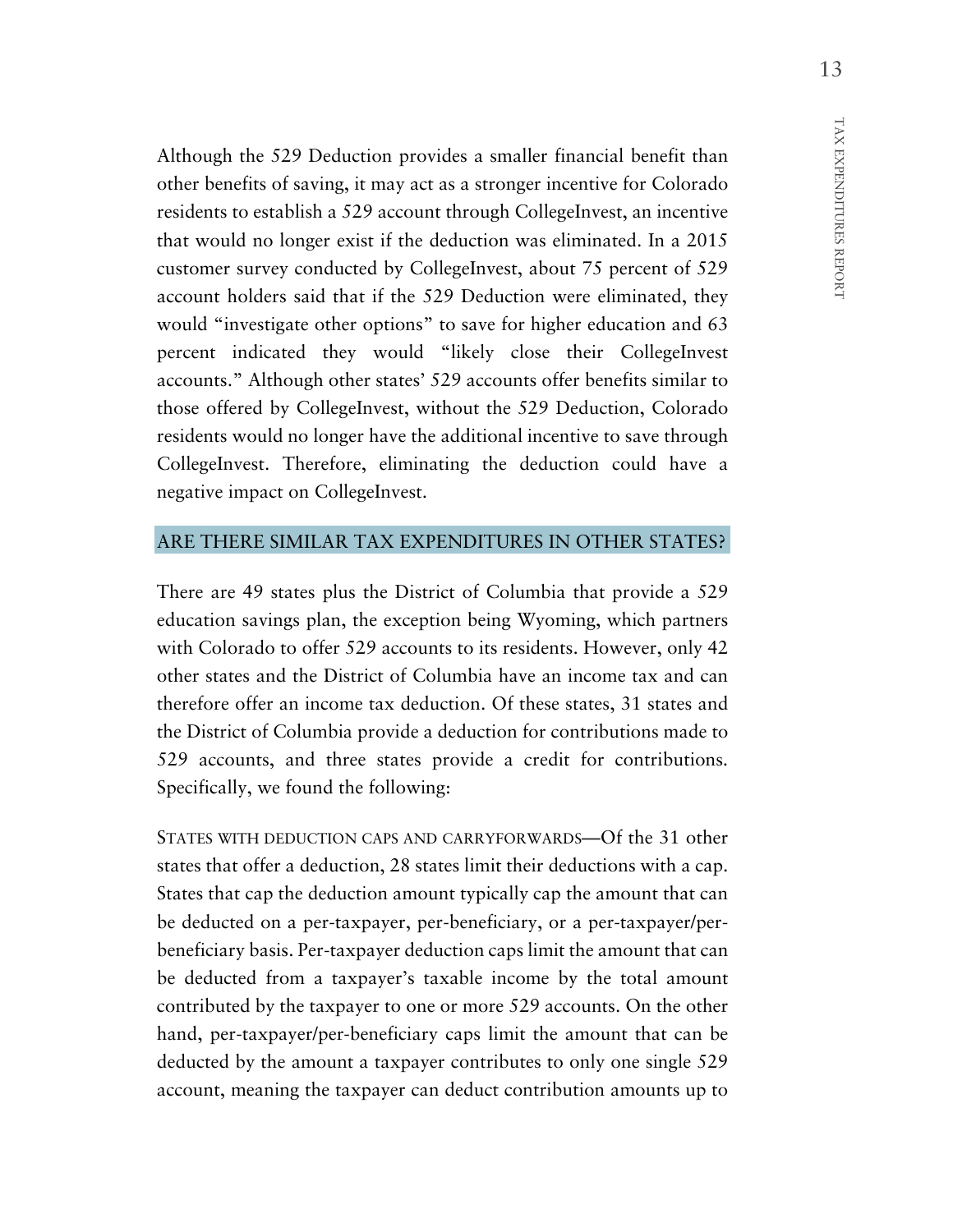Although the 529 Deduction provides a smaller financial benefit than other benefits of saving, it may act as a stronger incentive for Colorado residents to establish a 529 account through CollegeInvest, an incentive that would no longer exist if the deduction was eliminated. In a 2015 customer survey conducted by CollegeInvest, about 75 percent of 529 account holders said that if the 529 Deduction were eliminated, they would "investigate other options" to save for higher education and 63 percent indicated they would "likely close their CollegeInvest accounts." Although other states' 529 accounts offer benefits similar to those offered by CollegeInvest, without the 529 Deduction, Colorado residents would no longer have the additional incentive to save through CollegeInvest. Therefore, eliminating the deduction could have a negative impact on CollegeInvest.

## ARE THERE SIMILAR TAX EXPENDITURES IN OTHER STATES?

There are 49 states plus the District of Columbia that provide a 529 education savings plan, the exception being Wyoming, which partners with Colorado to offer 529 accounts to its residents. However, only 42 other states and the District of Columbia have an income tax and can therefore offer an income tax deduction. Of these states, 31 states and the District of Columbia provide a deduction for contributions made to 529 accounts, and three states provide a credit for contributions. Specifically, we found the following:

STATES WITH DEDUCTION CAPS AND CARRYFORWARDS—Of the 31 other states that offer a deduction, 28 states limit their deductions with a cap. States that cap the deduction amount typically cap the amount that can be deducted on a per-taxpayer, per-beneficiary, or a per-taxpayer/per-beneficiary basis. Per-taxpayer deduction caps limit the amount that can be deducted from a taxpayer's taxable income by the total amount contributed by the taxpayer to one or more 529 accounts. On the other hand, per-taxpayer/per-beneficiary caps limit the amount that can be deducted by the amount a taxpayer contributes to only one single 529 account, meaning the taxpayer can deduct contribution amounts up to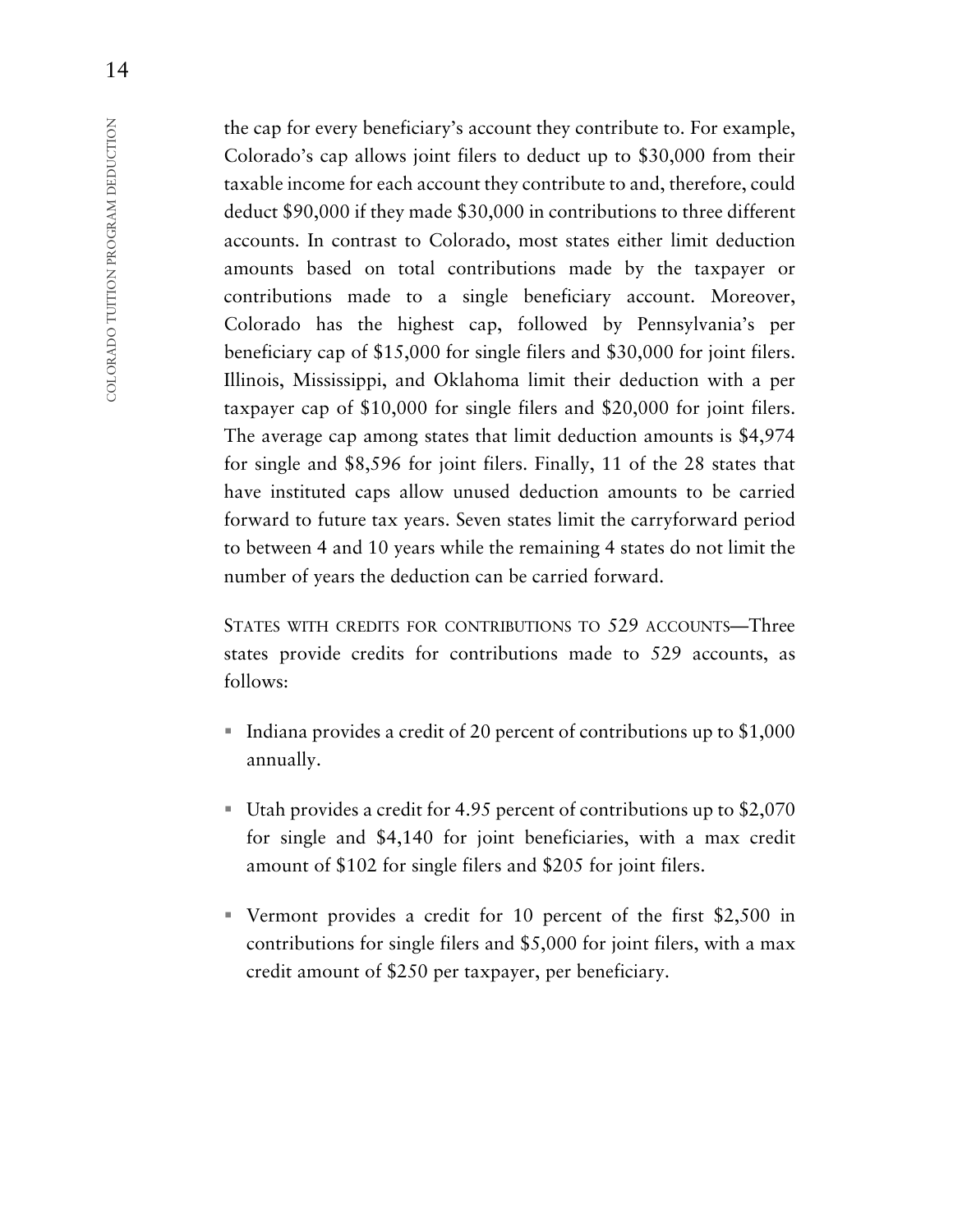the cap for every beneficiary's account they contribute to. For example, Colorado's cap allows joint filers to deduct up to $30,000 from their taxable income for each account they contribute to and, therefore, could deduct $90,000 if they made $30,000 in contributions to three different accounts. In contrast to Colorado, most states either limit deduction amounts based on total contributions made by the taxpayer or contributions made to a single beneficiary account. Moreover, Colorado has the highest cap, followed by Pennsylvania's per beneficiary cap of $15,000 for single filers and $30,000 for joint filers. Illinois, Mississippi, and Oklahoma limit their deduction with a per taxpayer cap of $10,000 for single filers and $20,000 for joint filers. The average cap among states that limit deduction amounts is $4,974 for single and $8,596 for joint filers. Finally, 11 of the 28 states that have instituted caps allow unused deduction amounts to be carried forward to future tax years. Seven states limit the carryforward period to between 4 and 10 years while the remaining 4 states do not limit the number of years the deduction can be carried forward.

STATES WITH CREDITS FOR CONTRIBUTIONS TO 529 ACCOUNTS—Three states provide credits for contributions made to 529 accounts, as follows:

- Indiana provides a credit of 20 percent of contributions up to $1,000 annually.
- Utah provides a credit for 4.95 percent of contributions up to $2,070 for single and $4,140 for joint beneficiaries, with a max credit amount of $102 for single filers and $205 for joint filers.
- Vermont provides a credit for 10 percent of the first $2,500 in contributions for single filers and $5,000 for joint filers, with a max credit amount of $250 per taxpayer, per beneficiary.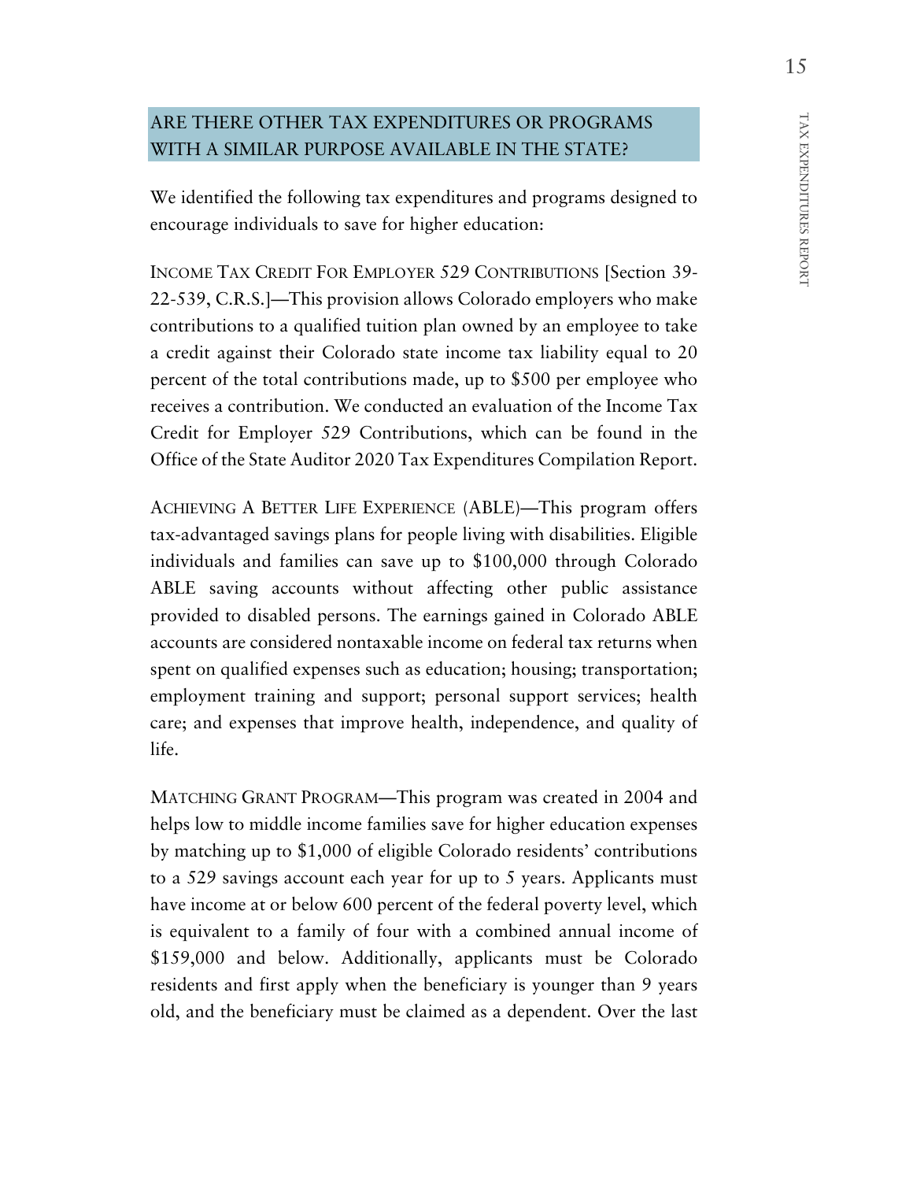## ARE THERE OTHER TAX EXPENDITURES OR PROGRAMS WITH A SIMILAR PURPOSE AVAILABLE IN THE STATE?

We identified the following tax expenditures and programs designed to encourage individuals to save for higher education:

INCOME TAX CREDIT FOR EMPLOYER 529 CONTRIBUTIONS [Section 39-22-539, C.R.S.]—This provision allows Colorado employers who make contributions to a qualified tuition plan owned by an employee to take a credit against their Colorado state income tax liability equal to 20 percent of the total contributions made, up to $500 per employee who receives a contribution. We conducted an evaluation of the Income Tax Credit for Employer 529 Contributions, which can be found in the Office of the State Auditor 2020 Tax Expenditures Compilation Report.

ACHIEVING A BETTER LIFE EXPERIENCE (ABLE)—This program offers tax-advantaged savings plans for people living with disabilities. Eligible individuals and families can save up to $100,000 through Colorado ABLE saving accounts without affecting other public assistance provided to disabled persons. The earnings gained in Colorado ABLE accounts are considered nontaxable income on federal tax returns when spent on qualified expenses such as education; housing; transportation; employment training and support; personal support services; health care; and expenses that improve health, independence, and quality of life.

MATCHING GRANT PROGRAM—This program was created in 2004 and helps low to middle income families save for higher education expenses by matching up to $1,000 of eligible Colorado residents' contributions to a 529 savings account each year for up to 5 years. Applicants must have income at or below 600 percent of the federal poverty level, which is equivalent to a family of four with a combined annual income of $159,000 and below. Additionally, applicants must be Colorado residents and first apply when the beneficiary is younger than 9 years old, and the beneficiary must be claimed as a dependent. Over the last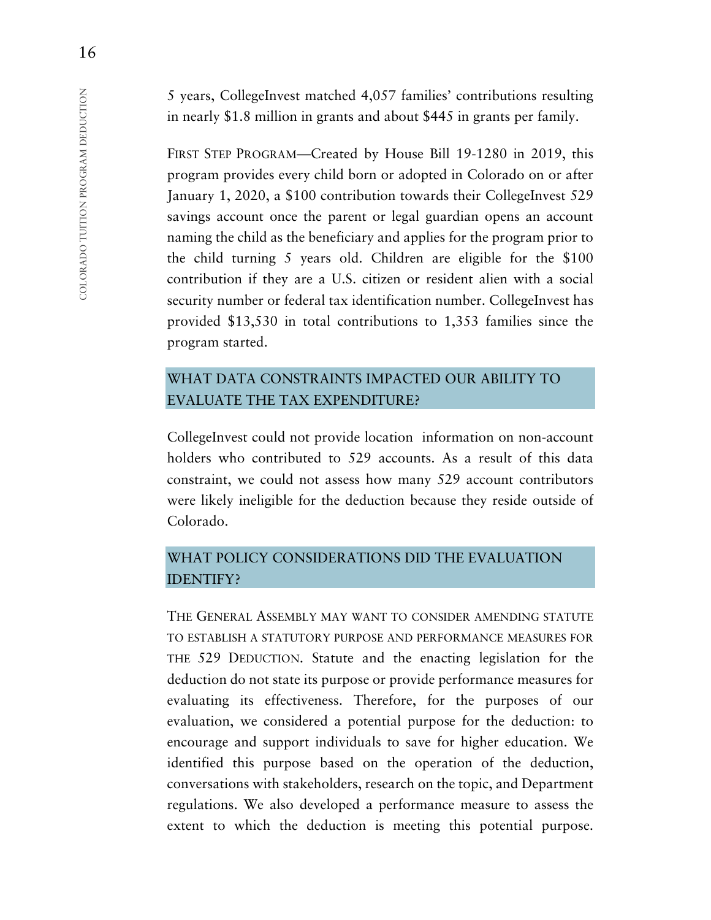5 years, CollegeInvest matched 4,057 families' contributions resulting in nearly $1.8 million in grants and about $445 in grants per family.

FIRST STEP PROGRAM—Created by House Bill 19-1280 in 2019, this program provides every child born or adopted in Colorado on or after January 1, 2020, a $100 contribution towards their CollegeInvest 529 savings account once the parent or legal guardian opens an account naming the child as the beneficiary and applies for the program prior to the child turning 5 years old. Children are eligible for the $100 contribution if they are a U.S. citizen or resident alien with a social security number or federal tax identification number. CollegeInvest has provided $13,530 in total contributions to 1,353 families since the program started.

## WHAT DATA CONSTRAINTS IMPACTED OUR ABILITY TO EVALUATE THE TAX EXPENDITURE?

CollegeInvest could not provide location information on non-account holders who contributed to 529 accounts. As a result of this data constraint, we could not assess how many 529 account contributors were likely ineligible for the deduction because they reside outside of Colorado.

## WHAT POLICY CONSIDERATIONS DID THE EVALUATION IDENTIFY?

THE GENERAL ASSEMBLY MAY WANT TO CONSIDER AMENDING STATUTE TO ESTABLISH A STATUTORY PURPOSE AND PERFORMANCE MEASURES FOR THE 529 DEDUCTION. Statute and the enacting legislation for the deduction do not state its purpose or provide performance measures for evaluating its effectiveness. Therefore, for the purposes of our evaluation, we considered a potential purpose for the deduction: to encourage and support individuals to save for higher education. We identified this purpose based on the operation of the deduction, conversations with stakeholders, research on the topic, and Department regulations. We also developed a performance measure to assess the extent to which the deduction is meeting this potential purpose.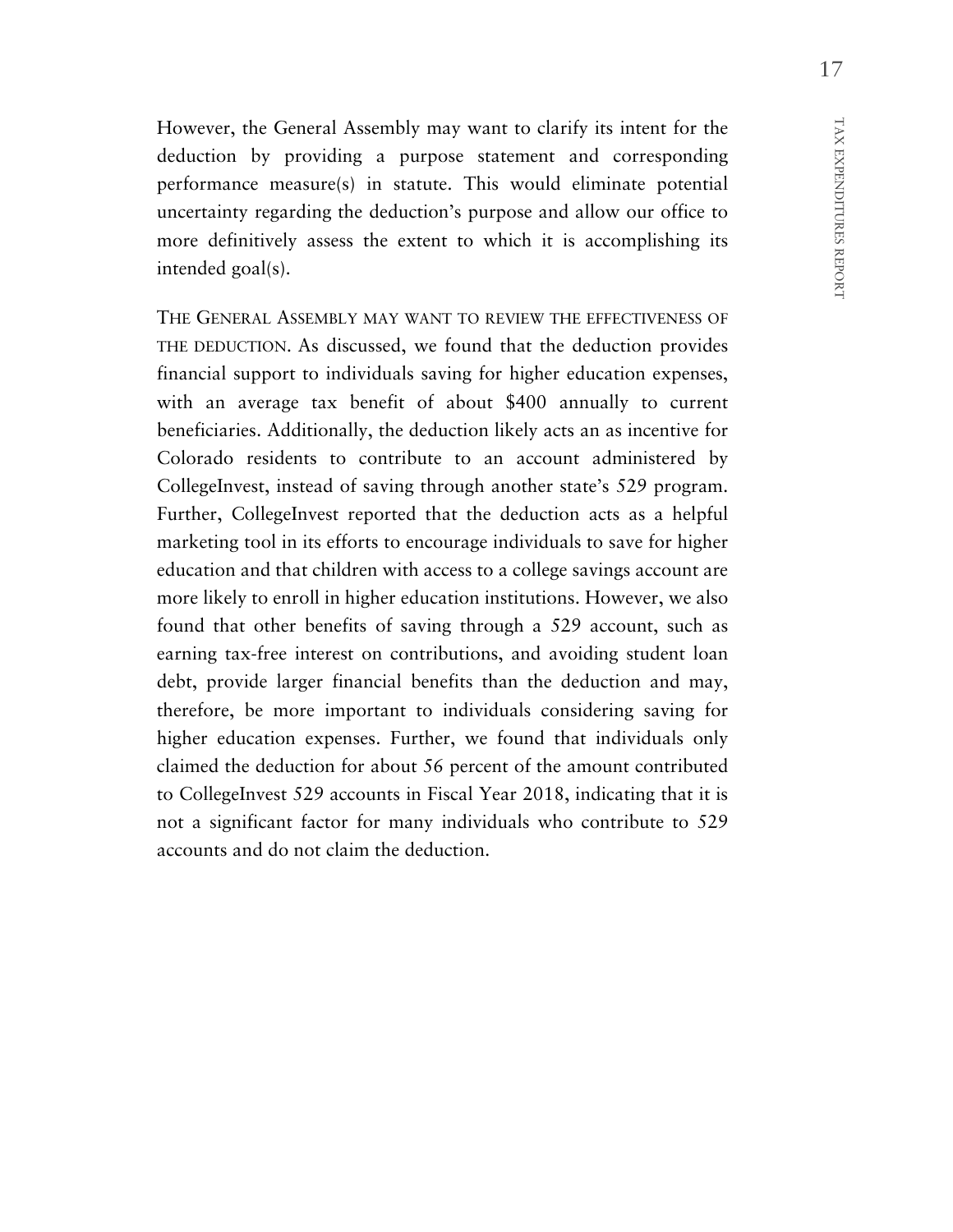However, the General Assembly may want to clarify its intent for the deduction by providing a purpose statement and corresponding performance measure(s) in statute. This would eliminate potential uncertainty regarding the deduction's purpose and allow our office to more definitively assess the extent to which it is accomplishing its intended goal(s).

THE GENERAL ASSEMBLY MAY WANT TO REVIEW THE EFFECTIVENESS OF THE DEDUCTION. As discussed, we found that the deduction provides financial support to individuals saving for higher education expenses, with an average tax benefit of about $400 annually to current beneficiaries. Additionally, the deduction likely acts an as incentive for Colorado residents to contribute to an account administered by CollegeInvest, instead of saving through another state's 529 program. Further, CollegeInvest reported that the deduction acts as a helpful marketing tool in its efforts to encourage individuals to save for higher education and that children with access to a college savings account are more likely to enroll in higher education institutions. However, we also found that other benefits of saving through a 529 account, such as earning tax-free interest on contributions, and avoiding student loan debt, provide larger financial benefits than the deduction and may, therefore, be more important to individuals considering saving for higher education expenses. Further, we found that individuals only claimed the deduction for about 56 percent of the amount contributed to CollegeInvest 529 accounts in Fiscal Year 2018, indicating that it is not a significant factor for many individuals who contribute to 529 accounts and do not claim the deduction.